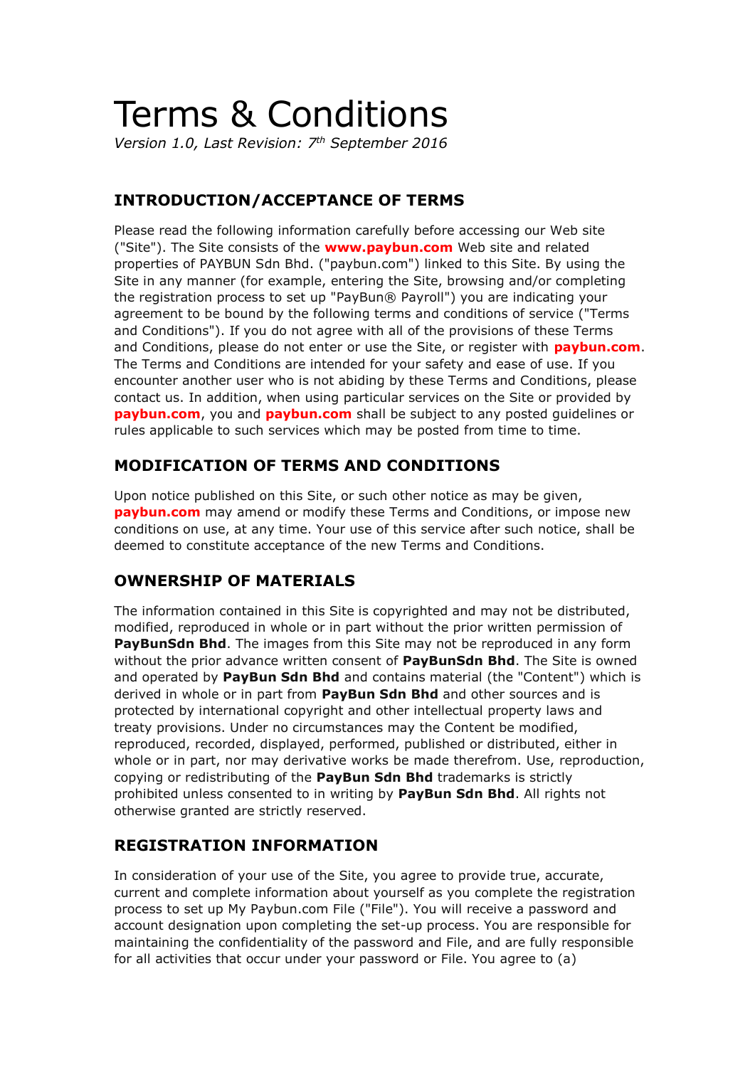# Terms & Conditions

*Version 1.0, Last Revision: 7th September 2016*

## INTRODUCTION/ACCEPTANCE OF TERMS

Please read the following information carefully before accessing our Web site ("Site"). The Site consists of the **www.paybun.com** Web site and related properties of PAYBUN Sdn Bhd. ("paybun.com") linked to this Site. By using the Site in any manner (for example, entering the Site, browsing and/or completing the registration process to set up "PayBun® Payroll") you are indicating your agreement to be bound by the following terms and conditions of service ("Terms and Conditions"). If you do not agree with all of the provisions of these Terms and Conditions, please do not enter or use the Site, or register with **paybun.com**. The Terms and Conditions are intended for your safety and ease of use. If you encounter another user who is not abiding by these Terms and Conditions, please contact us. In addition, when using particular services on the Site or provided by **paybun.com**, you and **paybun.com** shall be subject to any posted guidelines or rules applicable to such services which may be posted from time to time.

## MODIFICATION OF TERMS AND CONDITIONS

Upon notice published on this Site, or such other notice as may be given, **paybun.com** may amend or modify these Terms and Conditions, or impose new conditions on use, at any time. Your use of this service after such notice, shall be deemed to constitute acceptance of the new Terms and Conditions.

## OWNERSHIP OF MATERIALS

The information contained in this Site is copyrighted and may not be distributed, modified, reproduced in whole or in part without the prior written permission of **PayBunSdn Bhd**. The images from this Site may not be reproduced in any form without the prior advance written consent of **PayBunSdn Bhd**. The Site is owned and operated by **PayBun Sdn Bhd** and contains material (the "Content") which is derived in whole or in part from **PayBun Sdn Bhd** and other sources and is protected by international copyright and other intellectual property laws and treaty provisions. Under no circumstances may the Content be modified, reproduced, recorded, displayed, performed, published or distributed, either in whole or in part, nor may derivative works be made therefrom. Use, reproduction, copying or redistributing of the **PayBun Sdn Bhd** trademarks is strictly prohibited unless consented to in writing by **PayBun Sdn Bhd**. All rights not otherwise granted are strictly reserved.

## REGISTRATION INFORMATION

In consideration of your use of the Site, you agree to provide true, accurate, current and complete information about yourself as you complete the registration process to set up My Paybun.com File ("File"). You will receive a password and account designation upon completing the set-up process. You are responsible for maintaining the confidentiality of the password and File, and are fully responsible for all activities that occur under your password or File. You agree to (a)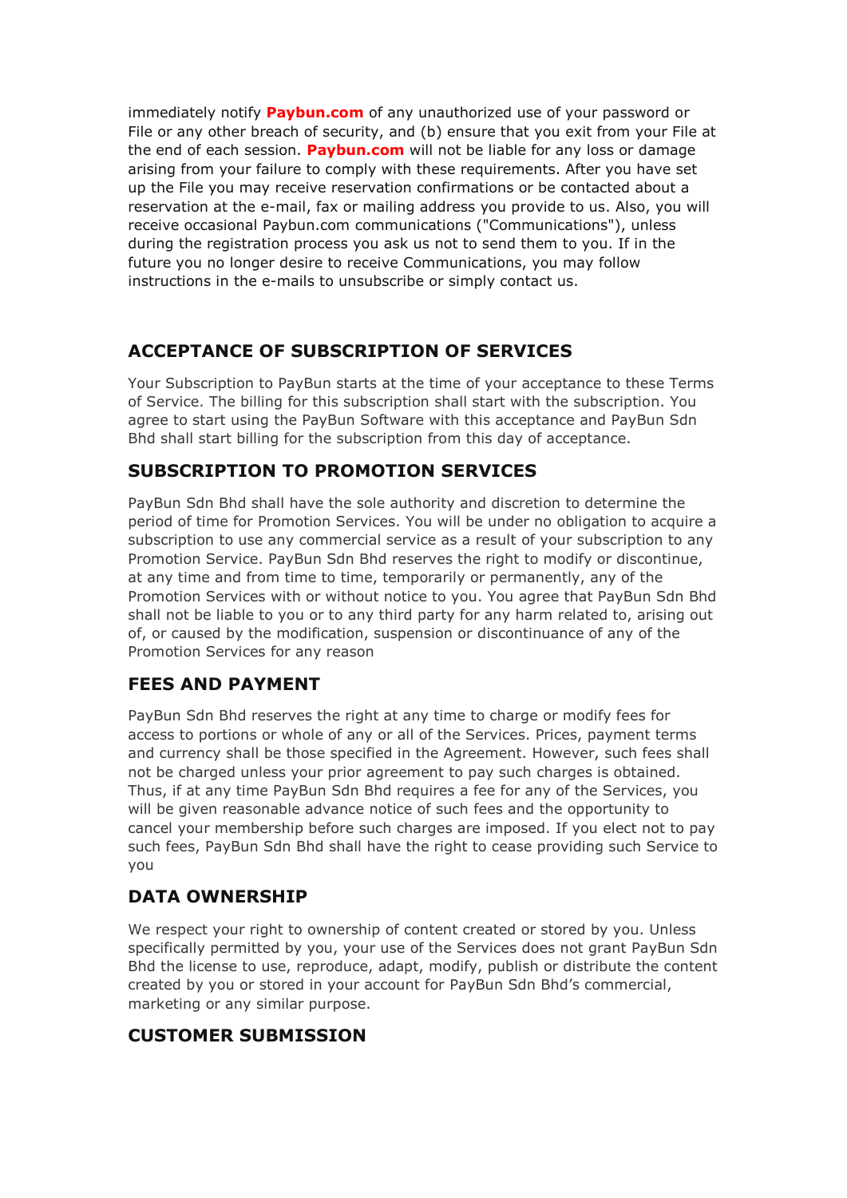immediately notify **Paybun.com** of any unauthorized use of your password or File or any other breach of security, and (b) ensure that you exit from your File at the end of each session. **Paybun.com** will not be liable for any loss or damage arising from your failure to comply with these requirements. After you have set up the File you may receive reservation confirmations or be contacted about a reservation at the e-mail, fax or mailing address you provide to us. Also, you will receive occasional Paybun.com communications ("Communications"), unless during the registration process you ask us not to send them to you. If in the future you no longer desire to receive Communications, you may follow instructions in the e-mails to unsubscribe or simply contact us.

## ACCEPTANCE OF SUBSCRIPTION OF SERVICES

Your Subscription to PayBun starts at the time of your acceptance to these Terms of Service. The billing for this subscription shall start with the subscription. You agree to start using the PayBun Software with this acceptance and PayBun Sdn Bhd shall start billing for the subscription from this day of acceptance.

## SUBSCRIPTION TO PROMOTION SERVICES

PayBun Sdn Bhd shall have the sole authority and discretion to determine the period of time for Promotion Services. You will be under no obligation to acquire a subscription to use any commercial service as a result of your subscription to any Promotion Service. PayBun Sdn Bhd reserves the right to modify or discontinue, at any time and from time to time, temporarily or permanently, any of the Promotion Services with or without notice to you. You agree that PayBun Sdn Bhd shall not be liable to you or to any third party for any harm related to, arising out of, or caused by the modification, suspension or discontinuance of any of the Promotion Services for any reason

## FEES AND PAYMENT

PayBun Sdn Bhd reserves the right at any time to charge or modify fees for access to portions or whole of any or all of the Services. Prices, payment terms and currency shall be those specified in the Agreement. However, such fees shall not be charged unless your prior agreement to pay such charges is obtained. Thus, if at any time PayBun Sdn Bhd requires a fee for any of the Services, you will be given reasonable advance notice of such fees and the opportunity to cancel your membership before such charges are imposed. If you elect not to pay such fees, PayBun Sdn Bhd shall have the right to cease providing such Service to you

## DATA OWNERSHIP

We respect your right to ownership of content created or stored by you. Unless specifically permitted by you, your use of the Services does not grant PayBun Sdn Bhd the license to use, reproduce, adapt, modify, publish or distribute the content created by you or stored in your account for PayBun Sdn Bhd's commercial, marketing or any similar purpose.

## CUSTOMER SUBMISSION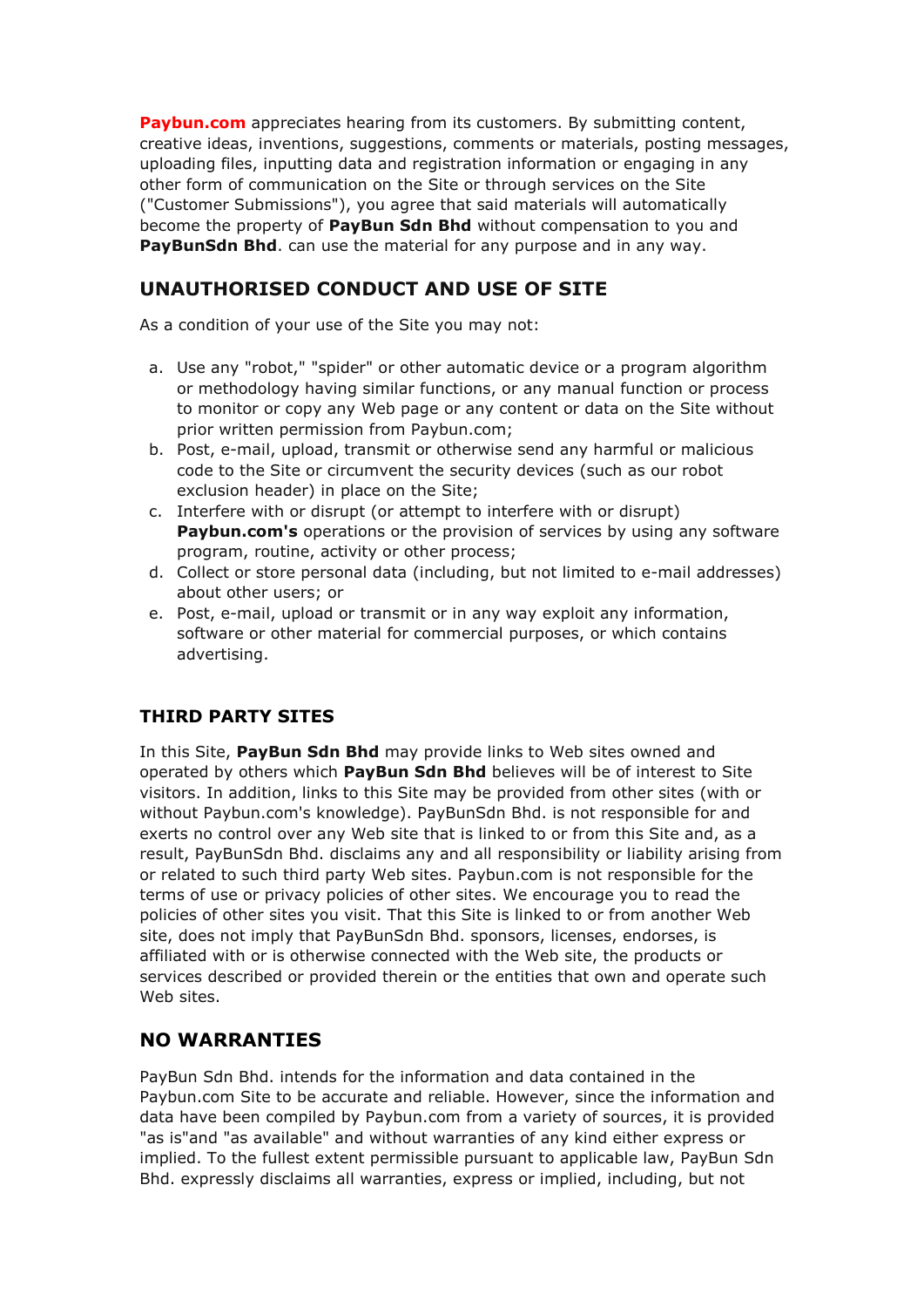**Paybun.com** appreciates hearing from its customers. By submitting content, creative ideas, inventions, suggestions, comments or materials, posting messages, uploading files, inputting data and registration information or engaging in any other form of communication on the Site or through services on the Site ("Customer Submissions"), you agree that said materials will automatically become the property of **PayBun Sdn Bhd** without compensation to you and **PayBunSdn Bhd**. can use the material for any purpose and in any way.

## UNAUTHORISED CONDUCT AND USE OF SITE

As a condition of your use of the Site you may not:

a. Use any "robot," "spider" or other automatic device or a program algorithm or methodology having similar functions, or any manual function or process to monitor or copy any Web page or any content or data on the Site without prior written permission from Paybun.com;
b. Post, e-mail, upload, transmit or otherwise send any harmful or malicious code to the Site or circumvent the security devices (such as our robot exclusion header) in place on the Site;
c. Interfere with or disrupt (or attempt to interfere with or disrupt) **Paybun.com's** operations or the provision of services by using any software program, routine, activity or other process;
d. Collect or store personal data (including, but not limited to e-mail addresses) about other users; or
e. Post, e-mail, upload or transmit or in any way exploit any information, software or other material for commercial purposes, or which contains advertising.

### THIRD PARTY SITES

In this Site, **PayBun Sdn Bhd** may provide links to Web sites owned and operated by others which **PayBun Sdn Bhd** believes will be of interest to Site visitors. In addition, links to this Site may be provided from other sites (with or without Paybun.com's knowledge). PayBunSdn Bhd. is not responsible for and exerts no control over any Web site that is linked to or from this Site and, as a result, PayBunSdn Bhd. disclaims any and all responsibility or liability arising from or related to such third party Web sites. Paybun.com is not responsible for the terms of use or privacy policies of other sites. We encourage you to read the policies of other sites you visit. That this Site is linked to or from another Web site, does not imply that PayBunSdn Bhd. sponsors, licenses, endorses, is affiliated with or is otherwise connected with the Web site, the products or services described or provided therein or the entities that own and operate such Web sites.

## NO WARRANTIES

PayBun Sdn Bhd. intends for the information and data contained in the Paybun.com Site to be accurate and reliable. However, since the information and data have been compiled by Paybun.com from a variety of sources, it is provided "as is"and "as available" and without warranties of any kind either express or implied. To the fullest extent permissible pursuant to applicable law, PayBun Sdn Bhd. expressly disclaims all warranties, express or implied, including, but not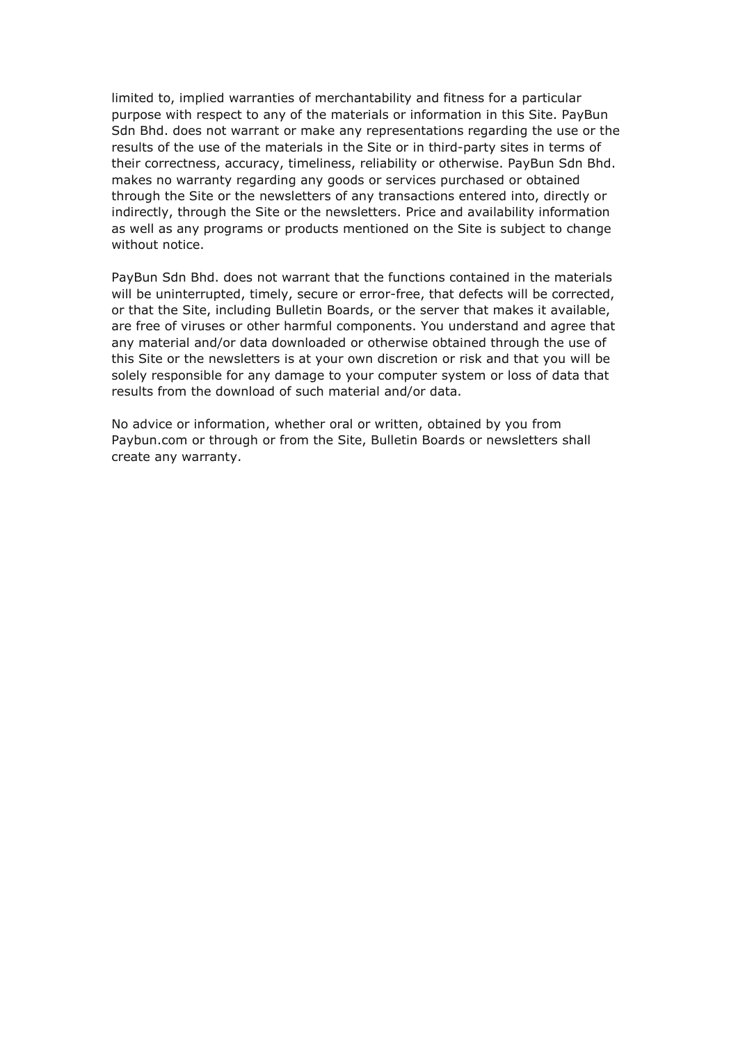limited to, implied warranties of merchantability and fitness for a particular purpose with respect to any of the materials or information in this Site. PayBun Sdn Bhd. does not warrant or make any representations regarding the use or the results of the use of the materials in the Site or in third-party sites in terms of their correctness, accuracy, timeliness, reliability or otherwise. PayBun Sdn Bhd. makes no warranty regarding any goods or services purchased or obtained through the Site or the newsletters of any transactions entered into, directly or indirectly, through the Site or the newsletters. Price and availability information as well as any programs or products mentioned on the Site is subject to change without notice.

PayBun Sdn Bhd. does not warrant that the functions contained in the materials will be uninterrupted, timely, secure or error-free, that defects will be corrected, or that the Site, including Bulletin Boards, or the server that makes it available, are free of viruses or other harmful components. You understand and agree that any material and/or data downloaded or otherwise obtained through the use of this Site or the newsletters is at your own discretion or risk and that you will be solely responsible for any damage to your computer system or loss of data that results from the download of such material and/or data.

No advice or information, whether oral or written, obtained by you from Paybun.com or through or from the Site, Bulletin Boards or newsletters shall create any warranty.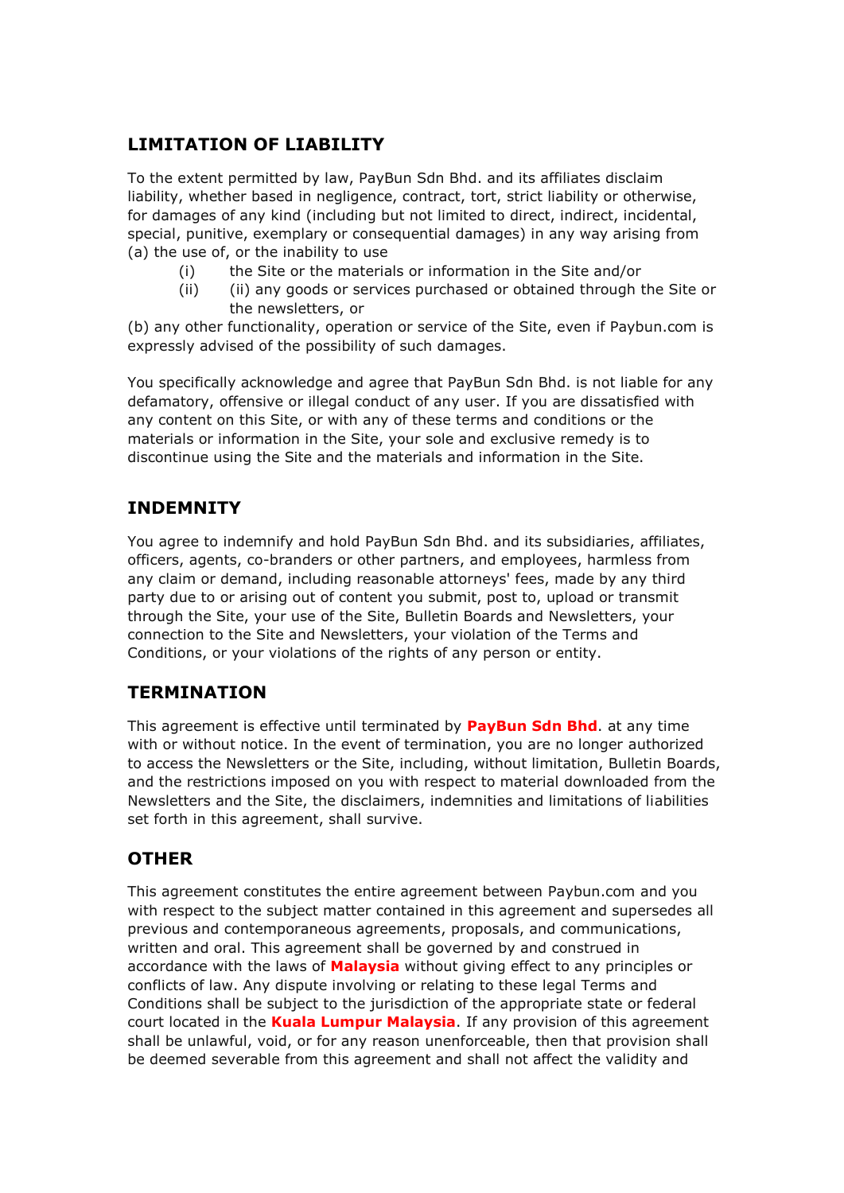## LIMITATION OF LIABILITY

To the extent permitted by law, PayBun Sdn Bhd. and its affiliates disclaim liability, whether based in negligence, contract, tort, strict liability or otherwise, for damages of any kind (including but not limited to direct, indirect, incidental, special, punitive, exemplary or consequential damages) in any way arising from (a) the use of, or the inability to use

- (i) the Site or the materials or information in the Site and/or
- (ii) (ii) any goods or services purchased or obtained through the Site or the newsletters, or

(b) any other functionality, operation or service of the Site, even if Paybun.com is expressly advised of the possibility of such damages.

You specifically acknowledge and agree that PayBun Sdn Bhd. is not liable for any defamatory, offensive or illegal conduct of any user. If you are dissatisfied with any content on this Site, or with any of these terms and conditions or the materials or information in the Site, your sole and exclusive remedy is to discontinue using the Site and the materials and information in the Site.

## INDEMNITY

You agree to indemnify and hold PayBun Sdn Bhd. and its subsidiaries, affiliates, officers, agents, co-branders or other partners, and employees, harmless from any claim or demand, including reasonable attorneys' fees, made by any third party due to or arising out of content you submit, post to, upload or transmit through the Site, your use of the Site, Bulletin Boards and Newsletters, your connection to the Site and Newsletters, your violation of the Terms and Conditions, or your violations of the rights of any person or entity.

## TERMINATION

This agreement is effective until terminated by **PayBun Sdn Bhd**. at any time with or without notice. In the event of termination, you are no longer authorized to access the Newsletters or the Site, including, without limitation, Bulletin Boards, and the restrictions imposed on you with respect to material downloaded from the Newsletters and the Site, the disclaimers, indemnities and limitations of liabilities set forth in this agreement, shall survive.

## OTHER

This agreement constitutes the entire agreement between Paybun.com and you with respect to the subject matter contained in this agreement and supersedes all previous and contemporaneous agreements, proposals, and communications, written and oral. This agreement shall be governed by and construed in accordance with the laws of **Malaysia** without giving effect to any principles or conflicts of law. Any dispute involving or relating to these legal Terms and Conditions shall be subject to the jurisdiction of the appropriate state or federal court located in the **Kuala Lumpur Malaysia**. If any provision of this agreement shall be unlawful, void, or for any reason unenforceable, then that provision shall be deemed severable from this agreement and shall not affect the validity and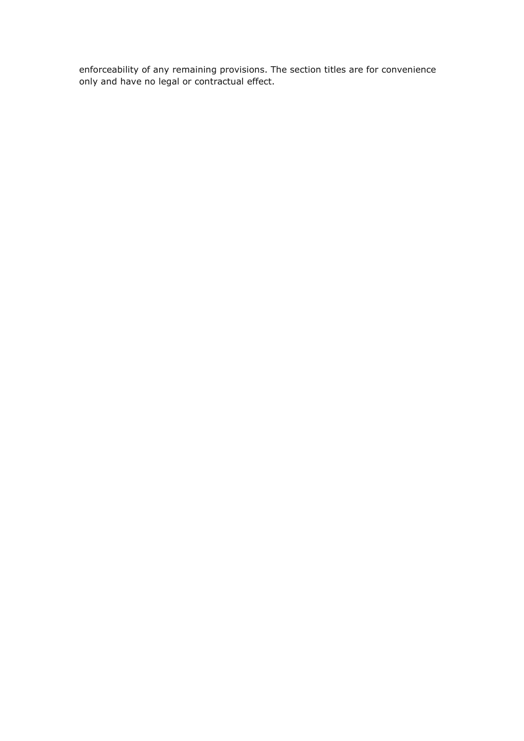enforceability of any remaining provisions. The section titles are for convenience only and have no legal or contractual effect.